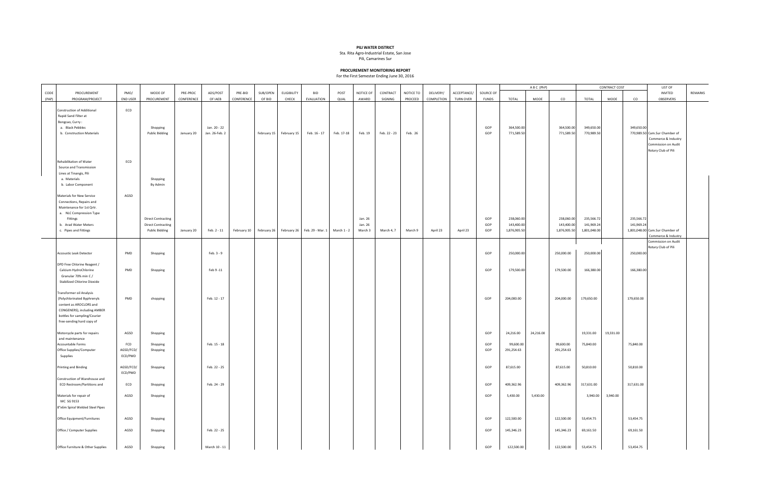**PILI WATER DISTRICT**
Sta. Rita Agro-Industrial Estate, San Jose
Pili, Camarines Sur

**PROCUREMENT MONITORING REPORT**
For the First Semester Ending June 30, 2016

| CODE (PAP) | PROCUREMENT PROGRAM/PROJECT | PMO/ END USER | MODE OF PROCUREMENT | PRE-PROC CONFERENCE | ADS/POST OF IAEB | PRE-BID CONFERENCE | SUB/OPEN OF BID | ELIGIBILITY CHECK | BID EVALUATION | POST QUAL | NOTICE OF AWARD | CONTRACT SIGNING | NOTICE TO PROCEED | DELIVERY/ COMPLETION | ACCEPTANCE/ TURN OVER | SOURCE OF FUNDS | A B C (PhP) | | | CONTRACT COST | | | LIST OF INVITED OBSERVERS | REMARKS |
|---|---|---|---|---|---|---|---|---|---|---|---|---|---|---|---|---|---|---|---|---|---|---|---|---|
| | | | | | | | | | | | | | | | | | TOTAL | MOOE | CO | TOTAL | MOOE | CO | | |
| | Construction of Additional Rapid Sand Filter at Bongcao, Curry : | ECD | | | | | | | | | | | | | | | | | | | | | | |
| | a. Black Pebbles | | Shopping | | Jan. 20 - 22 | | | | | | | | | | | GOP | 364,500.00 | | 364,500.00 | 349,650.00 | | 349,650.00 | | |
| | b. Construction Materials | | Public Bidding | January 20 | Jan. 26-Feb. 2 | | February 15 | February 15 | Feb. 16 - 17 | Feb. 17-18 | Feb. 19 | Feb. 22 - 23 | Feb. 26 | | | GOP | 771,589.50 | | 771,589.50 | 770,989.50 | | 770,989.50 | Cam.Sur Chamber of Commerce & Industry Commission on Audit Rotary Club of Pili | |
| | Rehabilitation of Water Source and Transmission Lines at Tinangis, Pili | ECD | | | | | | | | | | | | | | | | | | | | | | |
| | a. Materials | | Shopping | | | | | | | | | | | | | | | | | | | | | |
| | b. Labor Component | | By Admin | | | | | | | | | | | | | | | | | | | | | |
| | Materials for New Service Connections, Repairs and Maintenance for 1st Qrtr. | AGSD | | | | | | | | | | | | | | | | | | | | | | |
| | a. NLC Compression Type Fittings | | Direct Contracting | | | | | | | | Jan. 26 | | | | | GOP | 238,060.00 | | 238,060.00 | 235,566.72 | | 235,566.72 | | |
| | b. Arad Water Meters | | Direct Contracting | | | | | | | | Jan. 26 | | | | | GOP | 143,400.00 | | 143,400.00 | 141,969.24 | | 141,969.24 | | |
| | c. Pipes and Fittings | | Public Bidding | January 20 | Feb. 2 - 11 | February 10 | February 26 | February 26 | Feb. 29 - Mar. 1 | March 1 - 2 | March 3 | March 4, 7 | March 9 | April 23 | April 23 | GOP | 1,876,905.50 | | 1,876,905.50 | 1,801,048.00 | | 1,801,048.00 | Cam.Sur Chamber of Commerce & Industry Commission on Audit Rotary Club of Pili | |
| | Accoustic Leak Detector | PMD | Shopping | | Feb. 3 - 9 | | | | | | | | | | | GOP | 250,000.00 | | 250,000.00 | 250,000.00 | | 250,000.00 | | |
| | DPD Free Chlorine Reagent / Calcium HydroChlorine Granular 70% min C / Stabilized Chlorine Dioxide | PMD | Shopping | | Feb 9 -11 | | | | | | | | | | | GOP | 179,500.00 | | 179,500.00 | 166,380.00 | | 166,380.00 | | |
| | Transformer oil Analysis (Polychlorinated Byphrenyls content as AROCLORS and CONGENERS), including AMBER bottles for sampling/Courier free-sending hard copy of | PMD | shopping | | Feb. 12 - 17 | | | | | | | | | | | GOP | 204,000.00 | | 204,000.00 | 179,650.00 | | 179,650.00 | | |
| | Motorcycle parts for repairs and maintenance | AGSD | Shopping | | | | | | | | | | | | | GOP | 24,216.00 | 24,216.00 | | 19,331.00 | 19,331.00 | | | |
| | Accountable Forms | FCD | Shopping | | Feb. 15 - 18 | | | | | | | | | | | GOP | 99,600.00 | | 99,600.00 | 75,840.00 | | 75,840.00 | | |
| | Office Supplies/Computer Supplies | AGSD/FCD/ ECD/PMD | Shopping | | | | | | | | | | | | | GOP | 291,254.63 | | 291,254.63 | | | | | |
| | Printing and Binding | AGSD/FCD/ ECD/PMD | Shopping | | Feb. 22 - 25 | | | | | | | | | | | GOP | 87,615.00 | | 87,615.00 | 50,810.00 | | 50,810.00 | | |
| | Construction of Warehouse and ECD Restroom/Partitions and | ECD | Shopping | | Feb. 24 - 29 | | | | | | | | | | | GOP | 409,362.96 | | 409,362.96 | 317,631.00 | | 317,631.00 | | |
| | Materials for repair of MC SG 9153 8"x6m Spiral Welded Steel Pipes | AGSD | Shopping | | | | | | | | | | | | | GOP | 5,430.00 | 5,430.00 | | 3,940.00 | 3,940.00 | | | |
| | Office Equipment/Furnitures | AGSD | Shopping | | | | | | | | | | | | | GOP | 122,500.00 | | 122,500.00 | 53,454.75 | | 53,454.75 | | |
| | Office / Computer Supplies | AGSD | Shopping | | Feb. 22 - 25 | | | | | | | | | | | GOP | 145,346.23 | | 145,346.23 | 69,161.50 | | 69,161.50 | | |
| | Office Furniture & Other Supplies | AGSD | Shopping | | March 10 - 11 | | | | | | | | | | | GOP | 122,500.00 | | 122,500.00 | 53,454.75 | | 53,454.75 | | |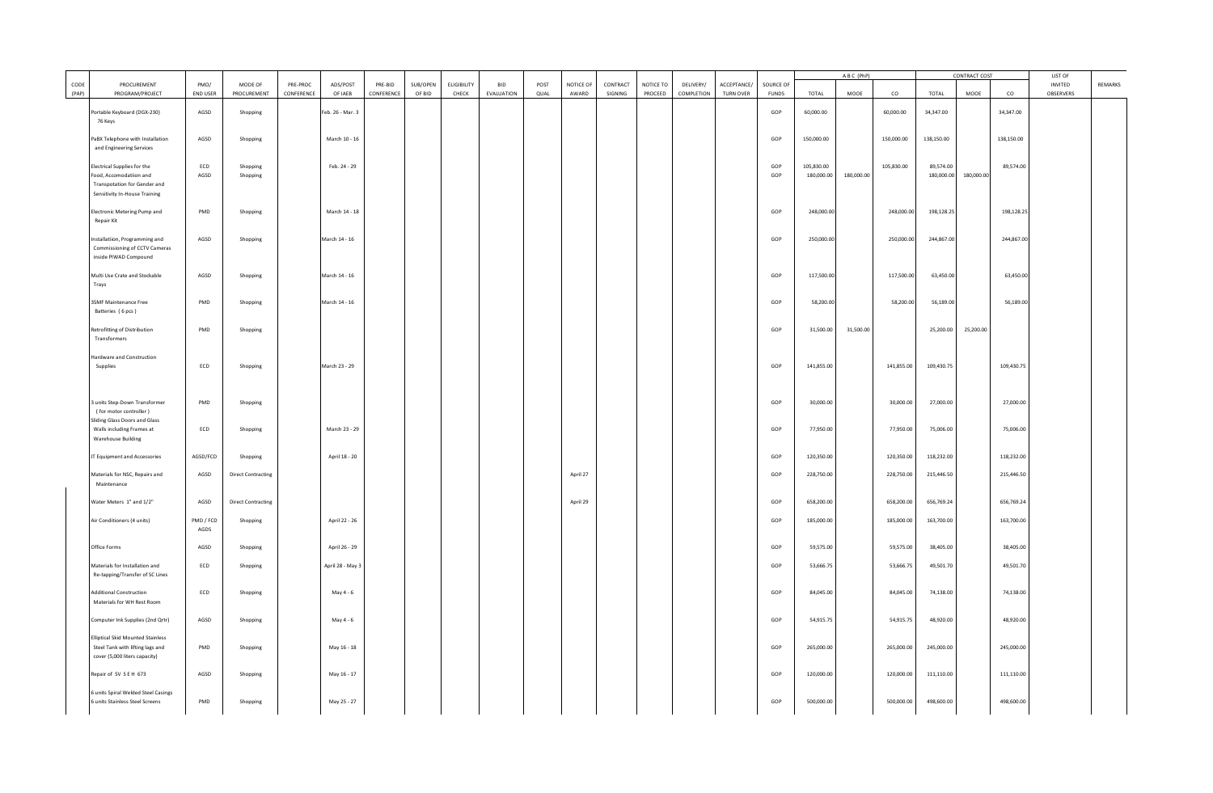| CODE (PAP) | PROCUREMENT PROGRAM/PROJECT | PMO/ END USER | MODE OF PROCUREMENT | PRE-PROC CONFERENCE | ADS/POST OF IAEB | PRE-BID CONFERENCE | SUB/OPEN OF BID | ELIGIBILITY CHECK | BID EVALUATION | POST QUAL | NOTICE OF AWARD | CONTRACT SIGNING | NOTICE TO PROCEED | DELIVERY/ COMPLETION | ACCEPTANCE/ TURN OVER | SOURCE OF FUNDS | A B C (PhP) | | | CONTRACT COST | | | LIST OF INVITED OBSERVERS | REMARKS |
|---|---|---|---|---|---|---|---|---|---|---|---|---|---|---|---|---|---|---|---|---|---|---|---|---|
| | | | | | | | | | | | | | | | | | TOTAL | MOOE | CO | TOTAL | MOOE | CO | | |
| | Portable Keyboard (DGX-230) 76 Keys | AGSD | Shopping | | Feb. 26 - Mar. 3 | | | | | | | | | | | GOP | 60,000.00 | | 60,000.00 | 34,347.00 | | 34,347.00 | | |
| | PaBX Telephone with Installation and Engineering Services | AGSD | Shopping | | March 10 - 16 | | | | | | | | | | | GOP | 150,000.00 | | 150,000.00 | 138,150.00 | | 138,150.00 | | |
| | Electrical Supplies for the | ECD | Shopping | | Feb. 24 - 29 | | | | | | | | | | | GOP | 105,830.00 | | 105,830.00 | 89,574.00 | | 89,574.00 | | |
| | Food, Accomodation and Transpotation for Gender and Sensitivity In-House Training | AGSD | Shopping | | | | | | | | | | | | | GOP | 180,000.00 | 180,000.00 | | 180,000.00 | 180,000.00 | | | |
| | Electronic Metering Pump and Repair Kit | PMD | Shopping | | March 14 - 18 | | | | | | | | | | | GOP | 248,000.00 | | 248,000.00 | 198,128.25 | | 198,128.25 | | |
| | Installation, Programming and Commissioning of CCTV Cameras inside PIWAD Compound | AGSD | Shopping | | March 14 - 16 | | | | | | | | | | | GOP | 250,000.00 | | 250,000.00 | 244,867.00 | | 244,867.00 | | |
| | Multi Use Crate and Stockable Trays | AGSD | Shopping | | March 14 - 16 | | | | | | | | | | | GOP | 117,500.00 | | 117,500.00 | 63,450.00 | | 63,450.00 | | |
| | 3SMF Maintenance Free Batteries ( 6 pcs ) | PMD | Shopping | | March 14 - 16 | | | | | | | | | | | GOP | 58,200.00 | | 58,200.00 | 56,189.00 | | 56,189.00 | | |
| | Retrofitting of Distribution Transformers | PMD | Shopping | | | | | | | | | | | | | GOP | 31,500.00 | 31,500.00 | | 25,200.00 | 25,200.00 | | | |
| | Hardware and Construction Supplies | ECD | Shopping | | March 23 - 29 | | | | | | | | | | | GOP | 141,855.00 | | 141,855.00 | 109,430.75 | | 109,430.75 | | |
| | 3 units Step-Down Transformer ( for motor controller ) | PMD | Shopping | | | | | | | | | | | | | GOP | 30,000.00 | | 30,000.00 | 27,000.00 | | 27,000.00 | | |
| | Sliding Glass Doors and Glass Walls including Frames at Warehouse Building | ECD | Shopping | | March 23 - 29 | | | | | | | | | | | GOP | 77,950.00 | | 77,950.00 | 75,006.00 | | 75,006.00 | | |
| | IT Equipment and Accessories | AGSD/FCD | Shopping | | April 18 - 20 | | | | | | | | | | | GOP | 120,350.00 | | 120,350.00 | 118,232.00 | | 118,232.00 | | |
| | Materials for NSC, Repairs and Maintenance | AGSD | Direct Contracting | | | | | | | | April 27 | | | | | GOP | 228,750.00 | | 228,750.00 | 215,446.50 | | 215,446.50 | | |
| | Water Meters 1" and 1/2" | AGSD | Direct Contracting | | | | | | | | April 29 | | | | | GOP | 658,200.00 | | 658,200.00 | 656,769.24 | | 656,769.24 | | |
| | Air Conditioners (4 units) | PMD / FCD AGDS | Shopping | | April 22 - 26 | | | | | | | | | | | GOP | 185,000.00 | | 185,000.00 | 163,700.00 | | 163,700.00 | | |
| | Office Forms | AGSD | Shopping | | April 26 - 29 | | | | | | | | | | | GOP | 59,575.00 | | 59,575.00 | 38,405.00 | | 38,405.00 | | |
| | Materials for Installation and Re-tapping/Transfer of SC Lines | ECD | Shopping | | April 28 - May 3 | | | | | | | | | | | GOP | 53,666.75 | | 53,666.75 | 49,501.70 | | 49,501.70 | | |
| | Additional Construction Materials for WH Rest Room | ECD | Shopping | | May 4 - 6 | | | | | | | | | | | GOP | 84,045.00 | | 84,045.00 | 74,138.00 | | 74,138.00 | | |
| | Computer Ink Supplies (2nd Qrtr) | AGSD | Shopping | | May 4 - 6 | | | | | | | | | | | GOP | 54,915.75 | | 54,915.75 | 48,920.00 | | 48,920.00 | | |
| | Elliptical Skid Mounted Stainless Steel Tank with lifting lags and cover (5,000 liters capacity) | PMD | Shopping | | May 16 - 18 | | | | | | | | | | | GOP | 265,000.00 | | 265,000.00 | 245,000.00 | | 245,000.00 | | |
| | Repair of SV S E H 673 | AGSD | Shopping | | May 16 - 17 | | | | | | | | | | | GOP | 120,000.00 | | 120,000.00 | 111,110.00 | | 111,110.00 | | |
| | 6 units Spiral Welded Steel Casings 6 units Stainless Steel Screens | PMD | Shopping | | May 25 - 27 | | | | | | | | | | | GOP | 500,000.00 | | 500,000.00 | 498,600.00 | | 498,600.00 | | |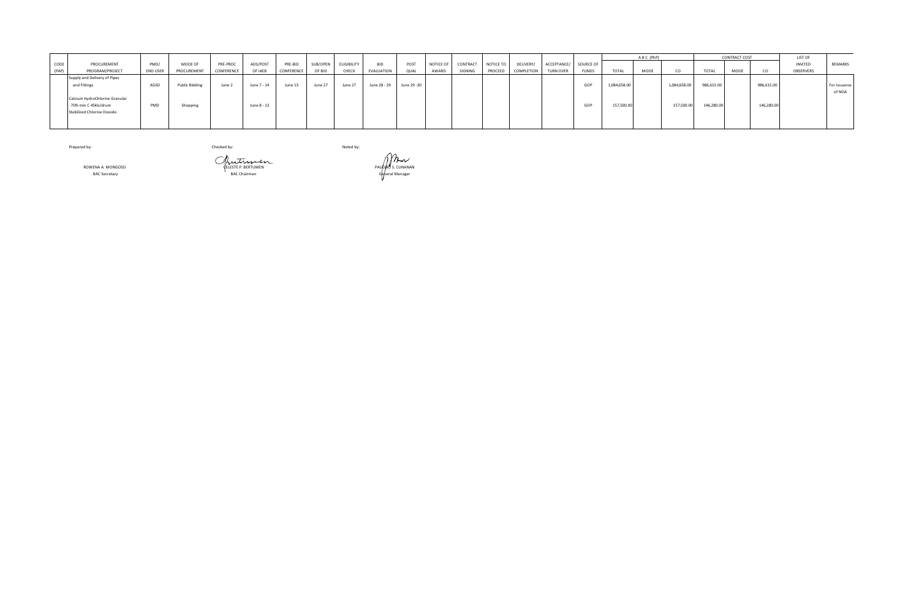| CODE (PAP) | PROCUREMENT PROGRAM/PROJECT | PMO/ END USER | MODE OF PROCUREMENT | PRE-PROC CONFERENCE | ADS/POST OF IAEB | PRE-BID CONFERENCE | SUB/OPEN OF BID | ELIGIBILITY CHECK | BID EVALUATION | POST QUAL | NOTICE OF AWARD | CONTRACT SIGNING | NOTICE TO PROCEED | DELIVERY/ COMPLETION | ACCEPTANCE/ TURN OVER | SOURCE OF FUNDS | A B C (PhP) | | | CONTRACT COST | | | LIST OF INVITED OBSERVERS | REMARKS |
|---|---|---|---|---|---|---|---|---|---|---|---|---|---|---|---|---|---|---|---|---|---|---|---|---|
| | | | | | | | | | | | | | | | | | TOTAL | MOOE | CO | TOTAL | MOOE | CO | | |
| | Supply and Delivery of Pipes and Fittings | AGSD | Public Bidding | June 2 | June 7 - 14 | June 13 | June 27 | June 27 | June 28 - 29 | June 29 -30 | | | | | | GOP | 1,084,658.00 | | 1,084,658.00 | 986,615.00 | | 986,615.00 | | For Issuance of NOA |
| | Calcium HydroChlorine Granular 70% min C 45kls/drum Stabilized Chlorine Dioxide | PMD | Shopping | | June 8 - 13 | | | | | | | | | | | GOP | 157,500.00 | | 157,500.00 | 146,280.00 | | 146,280.00 | | |

Prepared by:

ROWENA A. MONGOSO
BAC Secretary

Checked by:

CELESTE P. BERTUMEN
BAC Chairman

Noted by:

PAULINO S. CUNANAN
General Manager